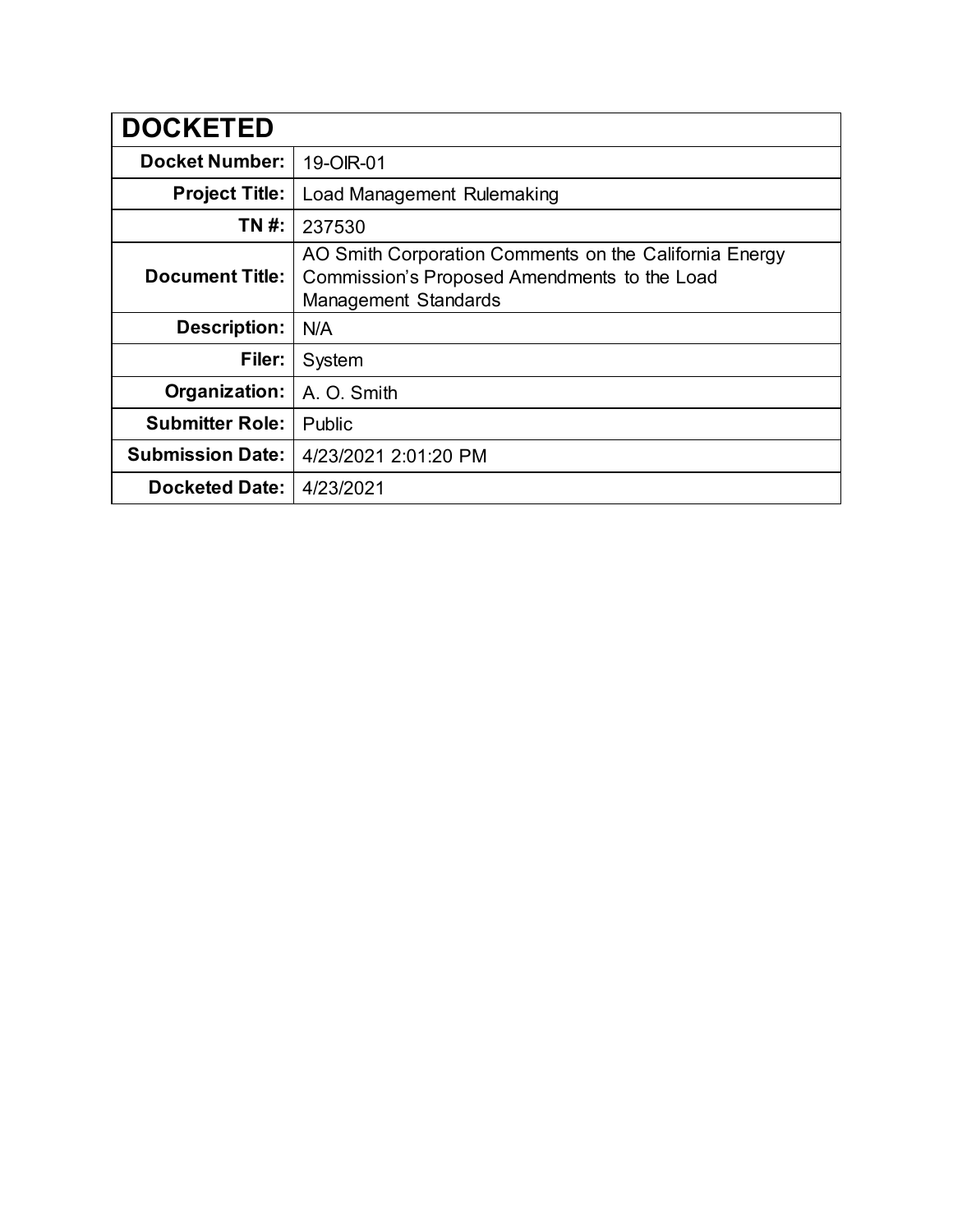| DOCKETED | |
|---|---|
| **Docket Number:** | 19-OIR-01 |
| **Project Title:** | Load Management Rulemaking |
| **TN #:** | 237530 |
| **Document Title:** | AO Smith Corporation Comments on the California Energy Commission's Proposed Amendments to the Load Management Standards |
| **Description:** | N/A |
| **Filer:** | System |
| **Organization:** | A. O. Smith |
| **Submitter Role:** | Public |
| **Submission Date:** | 4/23/2021 2:01:20 PM |
| **Docketed Date:** | 4/23/2021 |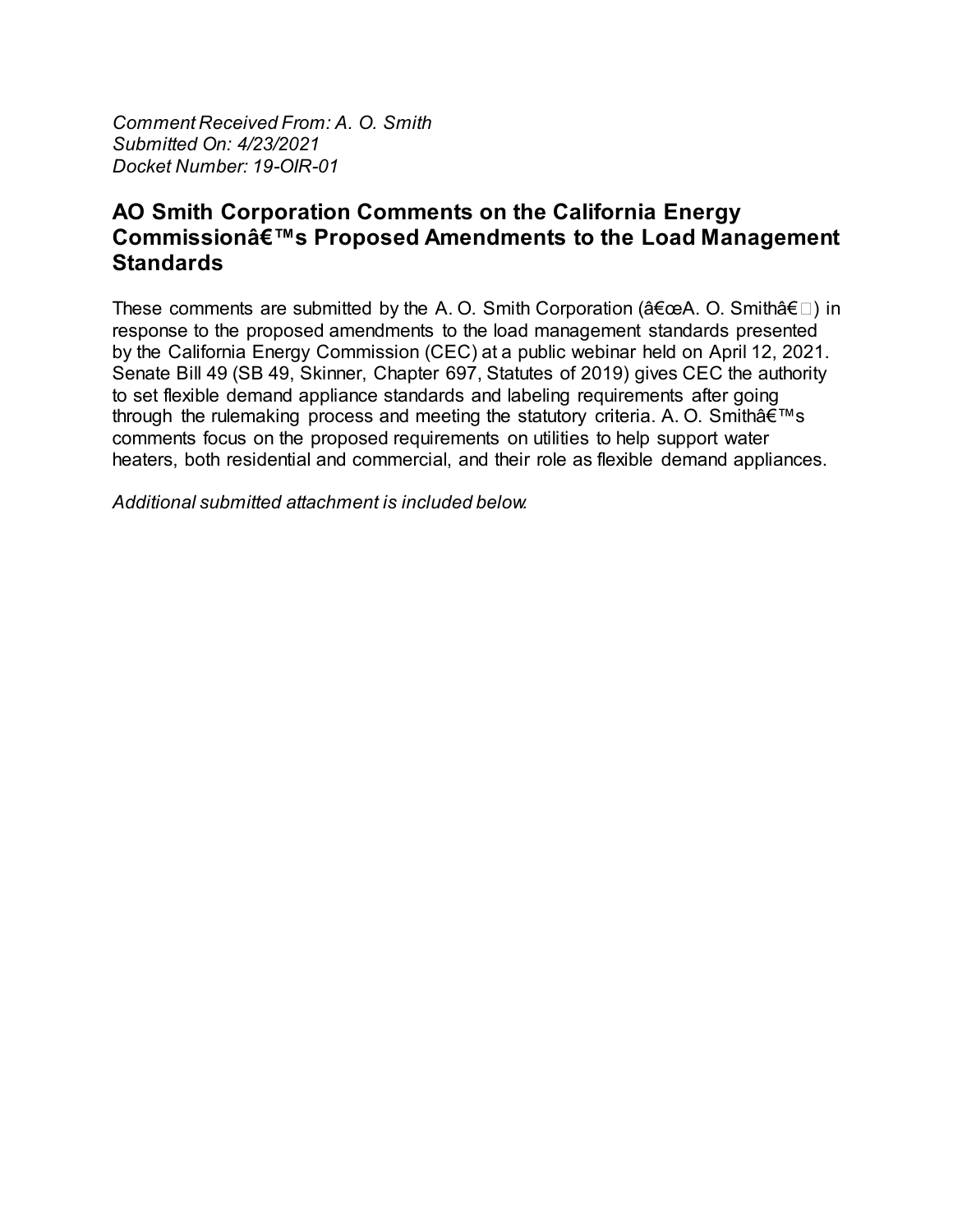*Comment Received From: A. O. Smith*
*Submitted On: 4/23/2021*
*Docket Number: 19-OIR-01*

## AO Smith Corporation Comments on the California Energy Commissionâ€™s Proposed Amendments to the Load Management Standards

These comments are submitted by the A. O. Smith Corporation (â€œA. O. Smithâ€�) in response to the proposed amendments to the load management standards presented by the California Energy Commission (CEC) at a public webinar held on April 12, 2021. Senate Bill 49 (SB 49, Skinner, Chapter 697, Statutes of 2019) gives CEC the authority to set flexible demand appliance standards and labeling requirements after going through the rulemaking process and meeting the statutory criteria. A. O. Smithâ€™s comments focus on the proposed requirements on utilities to help support water heaters, both residential and commercial, and their role as flexible demand appliances.

*Additional submitted attachment is included below.*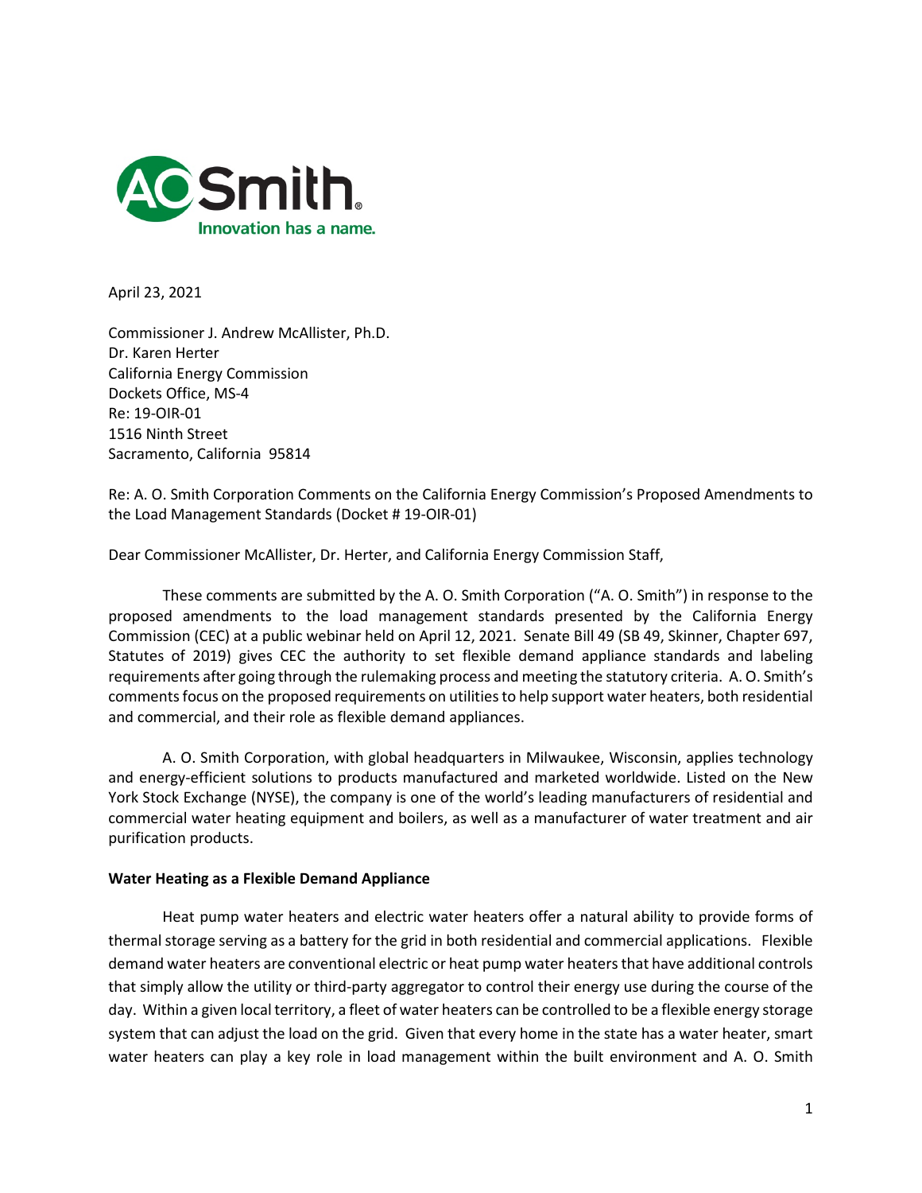April 23, 2021

Commissioner J. Andrew McAllister, Ph.D.
Dr. Karen Herter
California Energy Commission
Dockets Office, MS-4
Re: 19-OIR-01
1516 Ninth Street
Sacramento, California 95814

Re: A. O. Smith Corporation Comments on the California Energy Commission's Proposed Amendments to the Load Management Standards (Docket # 19-OIR-01)

Dear Commissioner McAllister, Dr. Herter, and California Energy Commission Staff,

These comments are submitted by the A. O. Smith Corporation ("A. O. Smith") in response to the proposed amendments to the load management standards presented by the California Energy Commission (CEC) at a public webinar held on April 12, 2021. Senate Bill 49 (SB 49, Skinner, Chapter 697, Statutes of 2019) gives CEC the authority to set flexible demand appliance standards and labeling requirements after going through the rulemaking process and meeting the statutory criteria. A. O. Smith's comments focus on the proposed requirements on utilities to help support water heaters, both residential and commercial, and their role as flexible demand appliances.

A. O. Smith Corporation, with global headquarters in Milwaukee, Wisconsin, applies technology and energy-efficient solutions to products manufactured and marketed worldwide. Listed on the New York Stock Exchange (NYSE), the company is one of the world's leading manufacturers of residential and commercial water heating equipment and boilers, as well as a manufacturer of water treatment and air purification products.

**Water Heating as a Flexible Demand Appliance**

Heat pump water heaters and electric water heaters offer a natural ability to provide forms of thermal storage serving as a battery for the grid in both residential and commercial applications. Flexible demand water heaters are conventional electric or heat pump water heaters that have additional controls that simply allow the utility or third-party aggregator to control their energy use during the course of the day. Within a given local territory, a fleet of water heaters can be controlled to be a flexible energy storage system that can adjust the load on the grid. Given that every home in the state has a water heater, smart water heaters can play a key role in load management within the built environment and A. O. Smith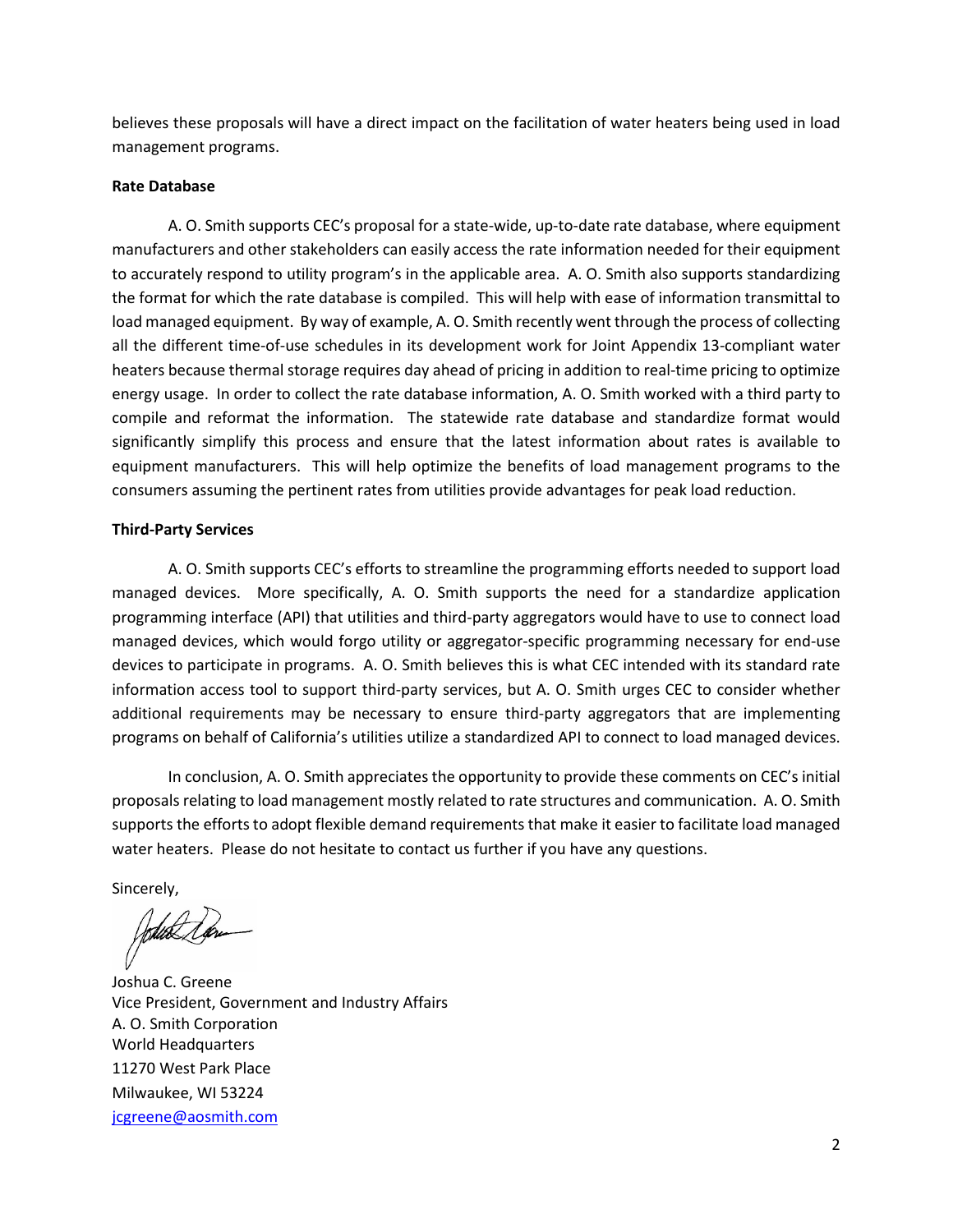believes these proposals will have a direct impact on the facilitation of water heaters being used in load management programs.

**Rate Database**

A. O. Smith supports CEC's proposal for a state-wide, up-to-date rate database, where equipment manufacturers and other stakeholders can easily access the rate information needed for their equipment to accurately respond to utility program's in the applicable area. A. O. Smith also supports standardizing the format for which the rate database is compiled. This will help with ease of information transmittal to load managed equipment. By way of example, A. O. Smith recently went through the process of collecting all the different time-of-use schedules in its development work for Joint Appendix 13-compliant water heaters because thermal storage requires day ahead of pricing in addition to real-time pricing to optimize energy usage. In order to collect the rate database information, A. O. Smith worked with a third party to compile and reformat the information. The statewide rate database and standardize format would significantly simplify this process and ensure that the latest information about rates is available to equipment manufacturers. This will help optimize the benefits of load management programs to the consumers assuming the pertinent rates from utilities provide advantages for peak load reduction.

**Third-Party Services**

A. O. Smith supports CEC's efforts to streamline the programming efforts needed to support load managed devices. More specifically, A. O. Smith supports the need for a standardize application programming interface (API) that utilities and third-party aggregators would have to use to connect load managed devices, which would forgo utility or aggregator-specific programming necessary for end-use devices to participate in programs. A. O. Smith believes this is what CEC intended with its standard rate information access tool to support third-party services, but A. O. Smith urges CEC to consider whether additional requirements may be necessary to ensure third-party aggregators that are implementing programs on behalf of California's utilities utilize a standardized API to connect to load managed devices.

In conclusion, A. O. Smith appreciates the opportunity to provide these comments on CEC's initial proposals relating to load management mostly related to rate structures and communication. A. O. Smith supports the efforts to adopt flexible demand requirements that make it easier to facilitate load managed water heaters. Please do not hesitate to contact us further if you have any questions.

Sincerely,

Joshua C. Greene
Vice President, Government and Industry Affairs
A. O. Smith Corporation
World Headquarters
11270 West Park Place
Milwaukee, WI 53224
jcgreene@aosmith.com